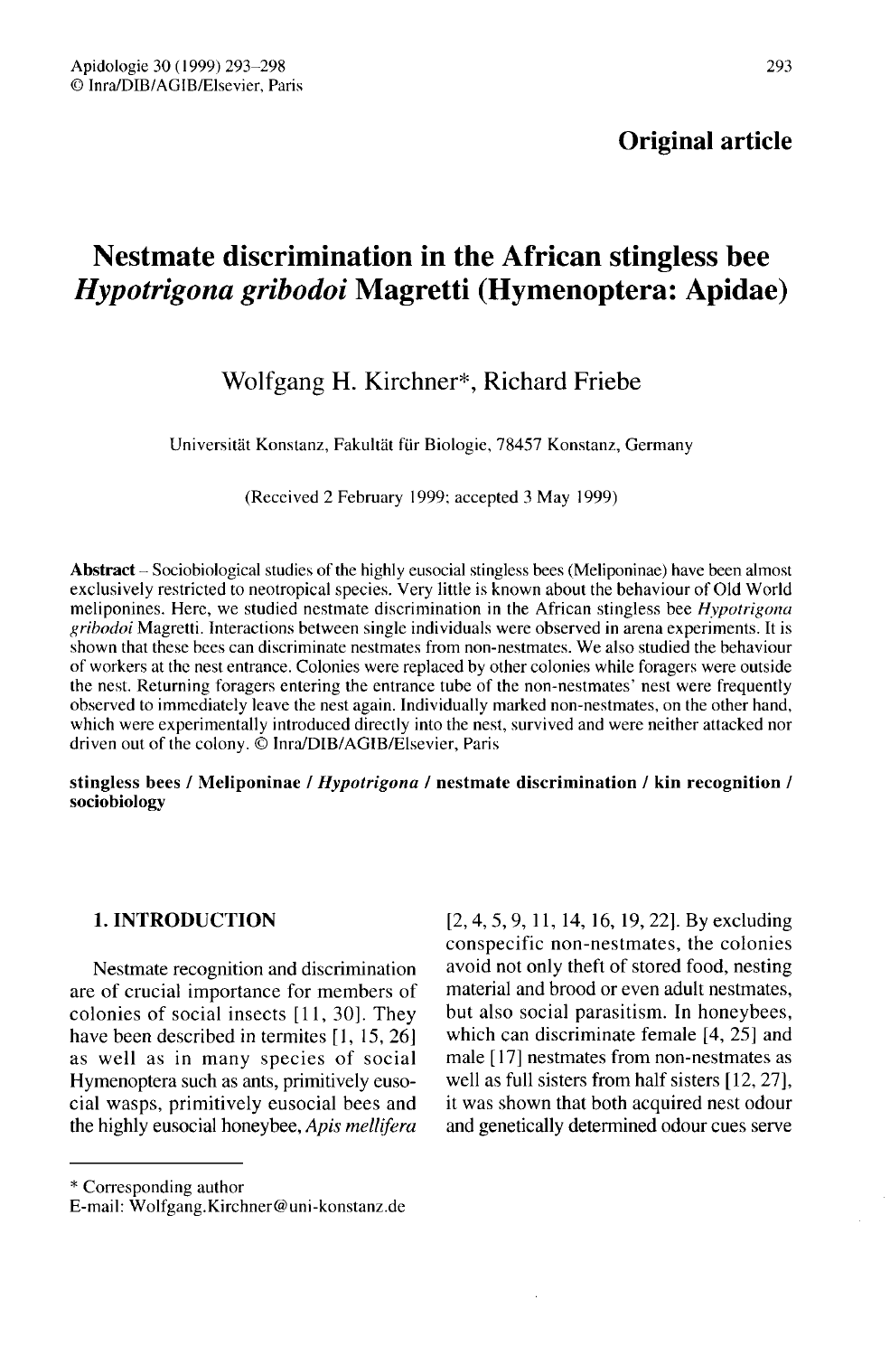## Original article

# Nestmate discrimination in the African stingless bee *Hypotrigona gribodoi* Magretti (Hymenoptera: Apidae)

Wolfgang H. Kirchner*, Richard Friebe

Universität Konstanz, Fakultät für Biologie, 78457 Konstanz, Germany

(Received 2 February 1999; accepted 3 May 1999)

**Abstract** – Sociobiological studies of the highly eusocial stingless bees (Meliponinae) have been almost exclusively restricted to neotropical species. Very little is known about the behaviour of Old World meliponines. Here, we studied nestmate discrimination in the African stingless bee *Hypotrigona gribodoi* Magretti. Interactions between single individuals were observed in arena experiments. It is shown that these bees can discriminate nestmates from non-nestmates. We also studied the behaviour of workers at the nest entrance. Colonies were replaced by other colonies while foragers were outside the nest. Returning foragers entering the entrance tube of the non-nestmates' nest were frequently observed to immediately leave the nest again. Individually marked non-nestmates, on the other hand, which were experimentally introduced directly into the nest, survived and were neither attacked nor driven out of the colony. © Inra/DIB/AGIB/Elsevier, Paris

**stingless bees / Meliponinae / *Hypotrigona* / nestmate discrimination / kin recognition / sociobiology**

## 1. INTRODUCTION

Nestmate recognition and discrimination are of crucial importance for members of colonies of social insects [11, 30]. They have been described in termites [1, 15, 26] as well as in many species of social Hymenoptera such as ants, primitively eusocial wasps, primitively eusocial bees and the highly eusocial honeybee, *Apis mellifera* [2, 4, 5, 9, 11, 14, 16, 19, 22]. By excluding conspecific non-nestmates, the colonies avoid not only theft of stored food, nesting material and brood or even adult nestmates, but also social parasitism. In honeybees, which can discriminate female [4, 25] and male [17] nestmates from non-nestmates as well as full sisters from half sisters [12, 27], it was shown that both acquired nest odour and genetically determined odour cues serve

---

* Corresponding author
E-mail: Wolfgang.Kirchner@uni-konstanz.de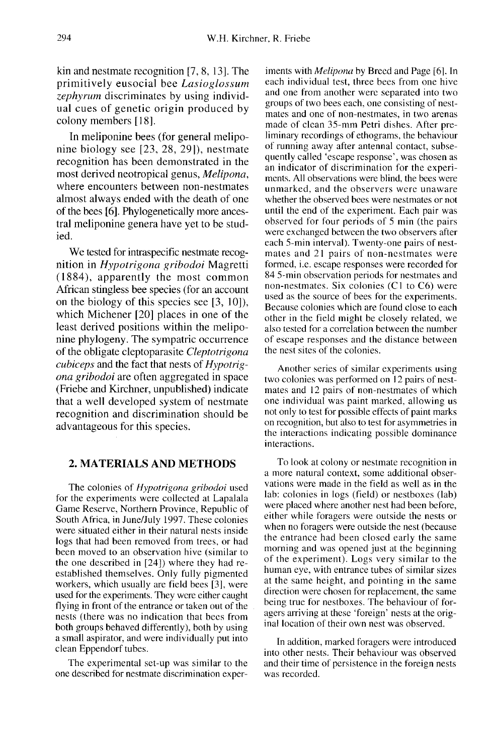kin and nestmate recognition [7, 8, 13]. The primitively eusocial bee *Lasioglossum zephyrum* discriminates by using individual cues of genetic origin produced by colony members [18].

In meliponine bees (for general meliponine biology see [23, 28, 29]), nestmate recognition has been demonstrated in the most derived neotropical genus, *Melipona*, where encounters between non-nestmates almost always ended with the death of one of the bees [6]. Phylogenetically more ancestral meliponine genera have yet to be studied.

We tested for intraspecific nestmate recognition in *Hypotrigona gribodoi* Magretti (1884), apparently the most common African stingless bee species (for an account on the biology of this species see [3, 10]), which Michener [20] places in one of the least derived positions within the meliponine phylogeny. The sympatric occurrence of the obligate cleptoparasite *Cleptotrigona cubiceps* and the fact that nests of *Hypotrigona gribodoi* are often aggregated in space (Friebe and Kirchner, unpublished) indicate that a well developed system of nestmate recognition and discrimination should be advantageous for this species.

## 2. MATERIALS AND METHODS

The colonies of *Hypotrigona gribodoi* used for the experiments were collected at Lapalala Game Reserve, Northern Province, Republic of South Africa, in June/July 1997. These colonies were situated either in their natural nests inside logs that had been removed from trees, or had been moved to an observation hive (similar to the one described in [24]) where they had re-established themselves. Only fully pigmented workers, which usually are field bees [3], were used for the experiments. They were either caught flying in front of the entrance or taken out of the nests (there was no indication that bees from both groups behaved differently), both by using a small aspirator, and were individually put into clean Eppendorf tubes.

The experimental set-up was similar to the one described for nestmate discrimination experiments with *Melipona* by Breed and Page [6]. In each individual test, three bees from one hive and one from another were separated into two groups of two bees each, one consisting of nestmates and one of non-nestmates, in two arenas made of clean 35-mm Petri dishes. After preliminary recordings of ethograms, the behaviour of running away after antennal contact, subsequently called 'escape response', was chosen as an indicator of discrimination for the experiments. All observations were blind, the bees were unmarked, and the observers were unaware whether the observed bees were nestmates or not until the end of the experiment. Each pair was observed for four periods of 5 min (the pairs were exchanged between the two observers after each 5-min interval). Twenty-one pairs of nestmates and 21 pairs of non-nestmates were formed, i.e. escape responses were recorded for 84 5-min observation periods for nestmates and non-nestmates. Six colonies (C1 to C6) were used as the source of bees for the experiments. Because colonies which are found close to each other in the field might be closely related, we also tested for a correlation between the number of escape responses and the distance between the nest sites of the colonies.

Another series of similar experiments using two colonies was performed on 12 pairs of nestmates and 12 pairs of non-nestmates of which one individual was paint marked, allowing us not only to test for possible effects of paint marks on recognition, but also to test for asymmetries in the interactions indicating possible dominance interactions.

To look at colony or nestmate recognition in a more natural context, some additional observations were made in the field as well as in the lab: colonies in logs (field) or nestboxes (lab) were placed where another nest had been before, either while foragers were outside the nests or when no foragers were outside the nest (because the entrance had been closed early the same morning and was opened just at the beginning of the experiment). Logs very similar to the human eye, with entrance tubes of similar sizes at the same height, and pointing in the same direction were chosen for replacement, the same being true for nestboxes. The behaviour of foragers arriving at these 'foreign' nests at the original location of their own nest was observed.

In addition, marked foragers were introduced into other nests. Their behaviour was observed and their time of persistence in the foreign nests was recorded.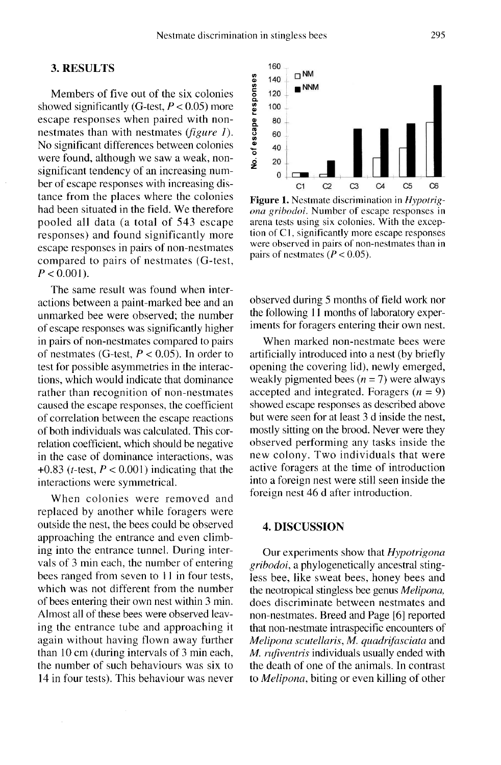## 3. RESULTS

Members of five out of the six colonies showed significantly (G-test, $P < 0.05$) more escape responses when paired with non-nestmates than with nestmates (*figure 1*). No significant differences between colonies were found, although we saw a weak, non-significant tendency of an increasing number of escape responses with increasing distance from the places where the colonies had been situated in the field. We therefore pooled all data (a total of 543 escape responses) and found significantly more escape responses in pairs of non-nestmates compared to pairs of nestmates (G-test, $P < 0.001$).

The same result was found when interactions between a paint-marked bee and an unmarked bee were observed; the number of escape responses was significantly higher in pairs of non-nestmates compared to pairs of nestmates (G-test, $P < 0.05$). In order to test for possible asymmetries in the interactions, which would indicate that dominance rather than recognition of non-nestmates caused the escape responses, the coefficient of correlation between the escape reactions of both individuals was calculated. This correlation coefficient, which should be negative in the case of dominance interactions, was +0.83 ($t$-test, $P < 0.001$) indicating that the interactions were symmetrical.

When colonies were removed and replaced by another while foragers were outside the nest, the bees could be observed approaching the entrance and even climbing into the entrance tunnel. During intervals of 3 min each, the number of entering bees ranged from seven to 11 in four tests, which was not different from the number of bees entering their own nest within 3 min. Almost all of these bees were observed leaving the entrance tube and approaching it again without having flown away further than 10 cm (during intervals of 3 min each, the number of such behaviours was six to 14 in four tests). This behaviour was never observed during 5 months of field work nor the following 11 months of laboratory experiments for foragers entering their own nest.

**Figure 1.** Nestmate discrimination in *Hypotrigona gribodoi*. Number of escape responses in arena tests using six colonies. With the exception of C1, significantly more escape responses were observed in pairs of non-nestmates than in pairs of nestmates ($P < 0.05$).

When marked non-nestmate bees were artificially introduced into a nest (by briefly opening the covering lid), newly emerged, weakly pigmented bees ($n = 7$) were always accepted and integrated. Foragers ($n = 9$) showed escape responses as described above but were seen for at least 3 d inside the nest, mostly sitting on the brood. Never were they observed performing any tasks inside the new colony. Two individuals that were active foragers at the time of introduction into a foreign nest were still seen inside the foreign nest 46 d after introduction.

## 4. DISCUSSION

Our experiments show that *Hypotrigona gribodoi*, a phylogenetically ancestral stingless bee, like sweat bees, honey bees and the neotropical stingless bee genus *Melipona*, does discriminate between nestmates and non-nestmates. Breed and Page [6] reported that non-nestmate intraspecific encounters of *Melipona scutellaris*, *M. quadrifasciata* and *M. rufiventris* individuals usually ended with the death of one of the animals. In contrast to *Melipona*, biting or even killing of other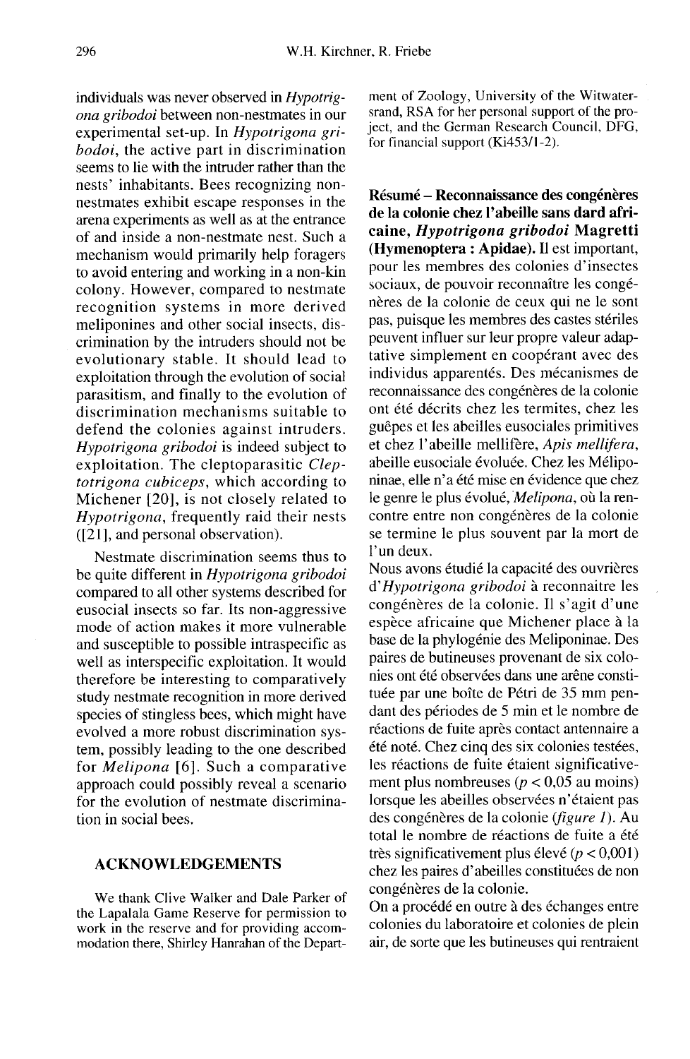individuals was never observed in *Hypotrigona gribodoi* between non-nestmates in our experimental set-up. In *Hypotrigona gribodoi*, the active part in discrimination seems to lie with the intruder rather than the nests' inhabitants. Bees recognizing non-nestmates exhibit escape responses in the arena experiments as well as at the entrance of and inside a non-nestmate nest. Such a mechanism would primarily help foragers to avoid entering and working in a non-kin colony. However, compared to nestmate recognition systems in more derived meliponines and other social insects, discrimination by the intruders should not be evolutionary stable. It should lead to exploitation through the evolution of social parasitism, and finally to the evolution of discrimination mechanisms suitable to defend the colonies against intruders. *Hypotrigona gribodoi* is indeed subject to exploitation. The cleptoparasitic *Cleptotrigona cubiceps*, which according to Michener [20], is not closely related to *Hypotrigona*, frequently raid their nests ([21], and personal observation).

Nestmate discrimination seems thus to be quite different in *Hypotrigona gribodoi* compared to all other systems described for eusocial insects so far. Its non-aggressive mode of action makes it more vulnerable and susceptible to possible intraspecific as well as interspecific exploitation. It would therefore be interesting to comparatively study nestmate recognition in more derived species of stingless bees, which might have evolved a more robust discrimination system, possibly leading to the one described for *Melipona* [6]. Such a comparative approach could possibly reveal a scenario for the evolution of nestmate discrimination in social bees.

## ACKNOWLEDGEMENTS

We thank Clive Walker and Dale Parker of the Lapalala Game Reserve for permission to work in the reserve and for providing accommodation there, Shirley Hanrahan of the Department of Zoology, University of the Witwatersrand, RSA for her personal support of the project, and the German Research Council, DFG, for financial support (Ki453/1-2).

**Résumé – Reconnaissance des congénères de la colonie chez l'abeille sans dard africaine, *Hypotrigona gribodoi* Magretti (Hymenoptera : Apidae).** Il est important, pour les membres des colonies d'insectes sociaux, de pouvoir reconnaître les congénères de la colonie de ceux qui ne le sont pas, puisque les membres des castes stériles peuvent influer sur leur propre valeur adaptative simplement en coopérant avec des individus apparentés. Des mécanismes de reconnaissance des congénères de la colonie ont été décrits chez les termites, chez les guêpes et les abeilles eusociales primitives et chez l'abeille mellifère, *Apis mellifera*, abeille eusociale évoluée. Chez les Méliponinae, elle n'a été mise en évidence que chez le genre le plus évolué, *Melipona*, où la rencontre entre non congénères de la colonie se termine le plus souvent par la mort de l'un deux.

Nous avons étudié la capacité des ouvrières d'*Hypotrigona gribodoi* à reconnaitre les congénères de la colonie. Il s'agit d'une espèce africaine que Michener place à la base de la phylogénie des Meliponinae. Des paires de butineuses provenant de six colonies ont été observées dans une arène constituée par une boîte de Pétri de 35 mm pendant des périodes de 5 min et le nombre de réactions de fuite après contact antennaire a été noté. Chez cinq des six colonies testées, les réactions de fuite étaient significativement plus nombreuses ($p < 0,05$ au moins) lorsque les abeilles observées n'étaient pas des congénères de la colonie (*figure 1*). Au total le nombre de réactions de fuite a été très significativement plus élevé ($p < 0,001$) chez les paires d'abeilles constituées de non congénères de la colonie.

On a procédé en outre à des échanges entre colonies du laboratoire et colonies de plein air, de sorte que les butineuses qui rentraient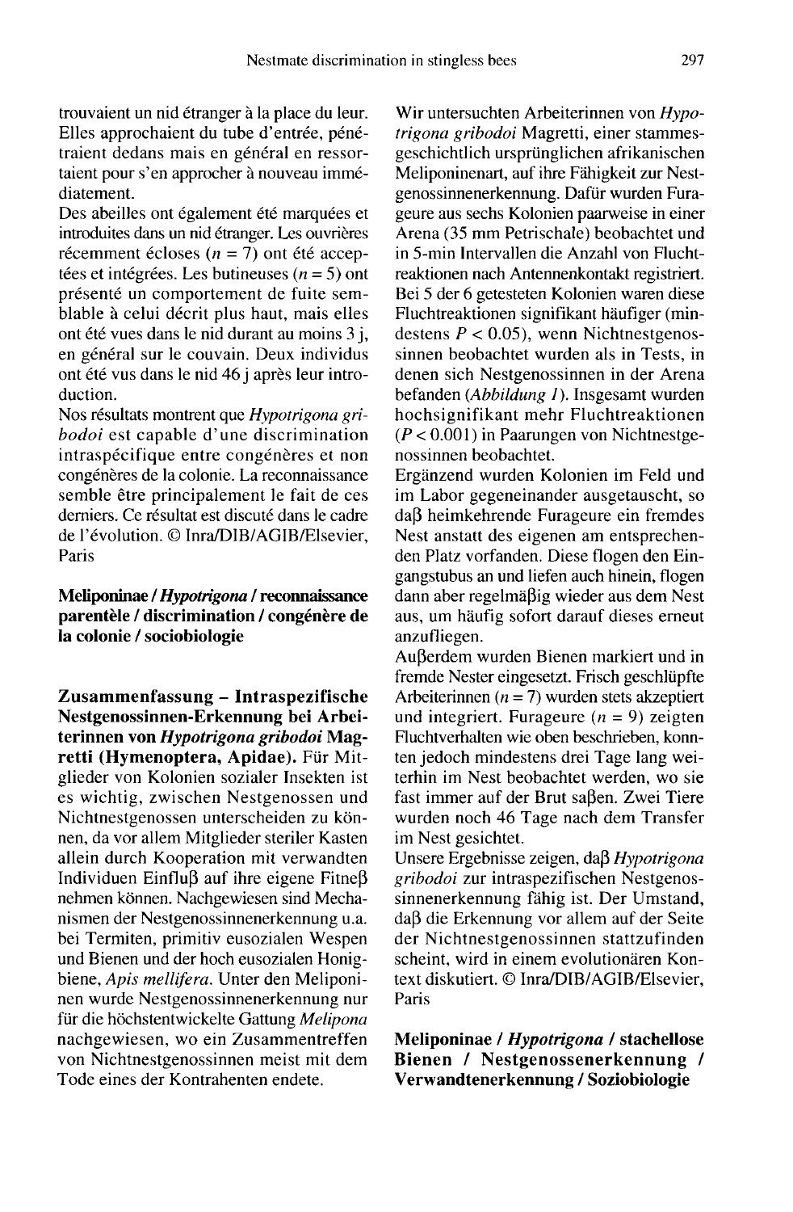trouvaient un nid étranger à la place du leur. Elles approchaient du tube d'entrée, pénétraient dedans mais en général en ressortaient pour s'en approcher à nouveau immédiatement.

Des abeilles ont également été marquées et introduites dans un nid étranger. Les ouvrières récemment écloses ($n = 7$) ont été acceptées et intégrées. Les butineuses ($n = 5$) ont présenté un comportement de fuite semblable à celui décrit plus haut, mais elles ont été vues dans le nid durant au moins 3 j, en général sur le couvain. Deux individus ont été vus dans le nid 46 j après leur introduction.

Nos résultats montrent que *Hypotrigona gribodoi* est capable d'une discrimination intraspécifique entre congénères et non congénères de la colonie. La reconnaissance semble être principalement le fait de ces derniers. Ce résultat est discuté dans le cadre de l'évolution. © Inra/DIB/AGIB/Elsevier, Paris

**Meliponinae / *Hypotrigona* / reconnaissance parentèle / discrimination / congénère de la colonie / sociobiologie**

**Zusammenfassung – Intraspezifische Nestgenossinnen-Erkennung bei Arbeiterinnen von *Hypotrigona gribodoi* Magretti (Hymenoptera, Apidae).** Für Mitglieder von Kolonien sozialer Insekten ist es wichtig, zwischen Nestgenossen und Nichtnestgenossen unterscheiden zu können, da vor allem Mitglieder steriler Kasten allein durch Kooperation mit verwandten Individuen Einfluβ auf ihre eigene Fitneβ nehmen können. Nachgewiesen sind Mechanismen der Nestgenossinnenerkennung u.a. bei Termiten, primitiv eusozialen Wespen und Bienen und der hoch eusozialen Honigbiene, *Apis mellifera*. Unter den Meliponinen wurde Nestgenossinnenerkennung nur für die höchstentwickelte Gattung *Melipona* nachgewiesen, wo ein Zusammentreffen von Nichtnestgenossinnen meist mit dem Tode eines der Kontrahenten endete.

Wir untersuchten Arbeiterinnen von *Hypotrigona gribodoi* Magretti, einer stammesgeschichtlich ursprünglichen afrikanischen Meliponinenart, auf ihre Fähigkeit zur Nestgenossinnenerkennung. Dafür wurden Furageure aus sechs Kolonien paarweise in einer Arena (35 mm Petrischale) beobachtet und in 5-min Intervallen die Anzahl von Fluchtreaktionen nach Antennenkontakt registriert. Bei 5 der 6 getesteten Kolonien waren diese Fluchtreaktionen signifikant häufiger (mindestens $P < 0.05$), wenn Nichtnestgenossinnen beobachtet wurden als in Tests, in denen sich Nestgenossinnen in der Arena befanden (*Abbildung 1*). Insgesamt wurden hochsignifikant mehr Fluchtreaktionen ($P < 0.001$) in Paarungen von Nichtnestgenossinnen beobachtet.

Ergänzend wurden Kolonien im Feld und im Labor gegeneinander ausgetauscht, so daβ heimkehrende Furageure ein fremdes Nest anstatt des eigenen am entsprechenden Platz vorfanden. Diese flogen den Eingangstubus an und liefen auch hinein, flogen dann aber regelmäβig wieder aus dem Nest aus, um häufig sofort darauf dieses erneut anzufliegen.

Auβerdem wurden Bienen markiert und in fremde Nester eingesetzt. Frisch geschlüpfte Arbeiterinnen ($n = 7$) wurden stets akzeptiert und integriert. Furageure ($n = 9$) zeigten Fluchtverhalten wie oben beschrieben, konnten jedoch mindestens drei Tage lang weiterhin im Nest beobachtet werden, wo sie fast immer auf der Brut saβen. Zwei Tiere wurden noch 46 Tage nach dem Transfer im Nest gesichtet.

Unsere Ergebnisse zeigen, daβ *Hypotrigona gribodoi* zur intraspezifischen Nestgenossinnenerkennung fähig ist. Der Umstand, daβ die Erkennung vor allem auf der Seite der Nichtnestgenossinnen stattzufinden scheint, wird in einem evolutionären Kontext diskutiert. © Inra/DIB/AGIB/Elsevier, Paris

**Meliponinae / *Hypotrigona* / stachellose Bienen / Nestgenossenerkennung / Verwandtenerkennung / Soziobiologie**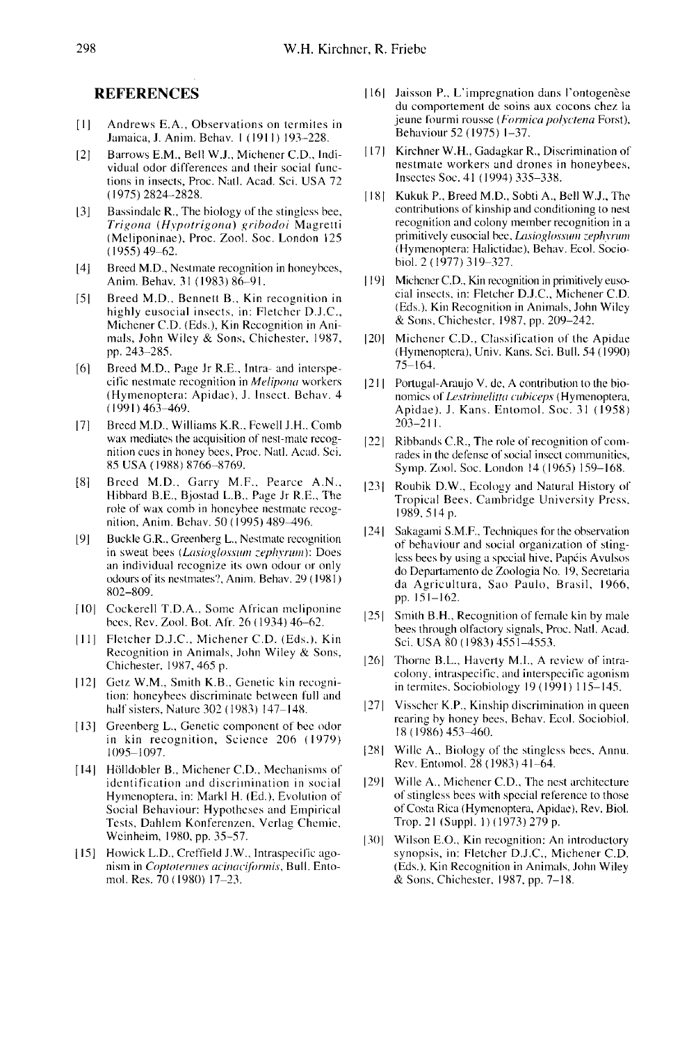## REFERENCES

[1] Andrews E.A., Observations on termites in Jamaica, J. Anim. Behav. 1 (1911) 193–228.

[2] Barrows E.M., Bell W.J., Michener C.D., Individual odor differences and their social functions in insects, Proc. Natl. Acad. Sci. USA 72 (1975) 2824–2828.

[3] Bassindale R., The biology of the stingless bee, *Trigona (Hypotrigona) gribodoi* Magretti (Meliponinae), Proc. Zool. Soc. London 125 (1955) 49–62.

[4] Breed M.D., Nestmate recognition in honeybees, Anim. Behav. 31 (1983) 86–91.

[5] Breed M.D., Bennett B., Kin recognition in highly eusocial insects, in: Fletcher D.J.C., Michener C.D. (Eds.), Kin Recognition in Animals, John Wiley & Sons, Chichester, 1987, pp. 243–285.

[6] Breed M.D., Page Jr R.E., Intra- and interspecific nestmate recognition in *Melipona* workers (Hymenoptera: Apidae), J. Insect. Behav. 4 (1991) 463–469.

[7] Breed M.D., Williams K.R., Fewell J.H., Comb wax mediates the acquisition of nest-mate recognition cues in honey bees, Proc. Natl. Acad. Sci. 85 USA (1988) 8766–8769.

[8] Breed M.D., Garry M.F., Pearce A.N., Hibbard B.E., Bjostad L.B., Page Jr R.E., The role of wax comb in honeybee nestmate recognition, Anim. Behav. 50 (1995) 489–496.

[9] Buckle G.R., Greenberg L., Nestmate recognition in sweat bees (*Lasioglossum zephyrum*): Does an individual recognize its own odour or only odours of its nestmates?, Anim. Behav. 29 (1981) 802–809.

[10] Cockerell T.D.A., Some African meliponine bees, Rev. Zool. Bot. Afr. 26 (1934) 46–62.

[11] Fletcher D.J.C., Michener C.D. (Eds.), Kin Recognition in Animals, John Wiley & Sons, Chichester, 1987, 465 p.

[12] Getz W.M., Smith K.B., Genetic kin recognition: honeybees discriminate between full and half sisters, Nature 302 (1983) 147–148.

[13] Greenberg L., Genetic component of bee odor in kin recognition, Science 206 (1979) 1095–1097.

[14] Hölldobler B., Michener C.D., Mechanisms of identification and discrimination in social Hymenoptera, in: Markl H. (Ed.), Evolution of Social Behaviour: Hypotheses and Empirical Tests, Dahlem Konferenzen, Verlag Chemie, Weinheim, 1980, pp. 35–57.

[15] Howick L.D., Creffield J.W., Intraspecific agonism in *Coptotermes acinaciformis*, Bull. Entomol. Res. 70 (1980) 17–23.

[16] Jaisson P., L'impregnation dans l'ontogenèse du comportement de soins aux cocons chez la jeune fourmi rousse (*Formica polyctena* Forst), Behaviour 52 (1975) 1–37.

[17] Kirchner W.H., Gadagkar R., Discrimination of nestmate workers and drones in honeybees, Insectes Soc. 41 (1994) 335–338.

[18] Kukuk P., Breed M.D., Sobti A., Bell W.J., The contributions of kinship and conditioning to nest recognition and colony member recognition in a primitively eusocial bee, *Lasioglossum zephyrum* (Hymenoptera: Halictidae), Behav. Ecol. Sociobiol. 2 (1977) 319–327.

[19] Michener C.D., Kin recognition in primitively eusocial insects, in: Fletcher D.J.C., Michener C.D. (Eds.), Kin Recognition in Animals, John Wiley & Sons, Chichester, 1987, pp. 209–242.

[20] Michener C.D., Classification of the Apidae (Hymenoptera), Univ. Kans. Sci. Bull. 54 (1990) 75–164.

[21] Portugal-Araujo V. de, A contribution to the bionomics of *Lestrimelitta cubiceps* (Hymenoptera, Apidae), J. Kans. Entomol. Soc. 31 (1958) 203–211.

[22] Ribbands C.R., The role of recognition of comrades in the defense of social insect communities, Symp. Zool. Soc. London 14 (1965) 159–168.

[23] Roubik D.W., Ecology and Natural History of Tropical Bees, Cambridge University Press, 1989, 514 p.

[24] Sakagami S.M.F., Techniques for the observation of behaviour and social organization of stingless bees by using a special hive, Papéis Avulsos do Departamento de Zoologia No. 19, Secretaria da Agricultura, Sao Paulo, Brasil, 1966, pp. 151–162.

[25] Smith B.H., Recognition of female kin by male bees through olfactory signals, Proc. Natl. Acad. Sci. USA 80 (1983) 4551–4553.

[26] Thorne B.L., Haverty M.I., A review of intracolony, intraspecific, and interspecific agonism in termites, Sociobiology 19 (1991) 115–145.

[27] Visscher K.P., Kinship discrimination in queen rearing by honey bees, Behav. Ecol. Sociobiol. 18 (1986) 453–460.

[28] Wille A., Biology of the stingless bees, Annu. Rev. Entomol. 28 (1983) 41–64.

[29] Wille A., Michener C.D., The nest architecture of stingless bees with special reference to those of Costa Rica (Hymenoptera, Apidae), Rev. Biol. Trop. 21 (Suppl. 1) (1973) 279 p.

[30] Wilson E.O., Kin recognition: An introductory synopsis, in: Fletcher D.J.C., Michener C.D. (Eds.), Kin Recognition in Animals, John Wiley & Sons, Chichester, 1987, pp. 7–18.